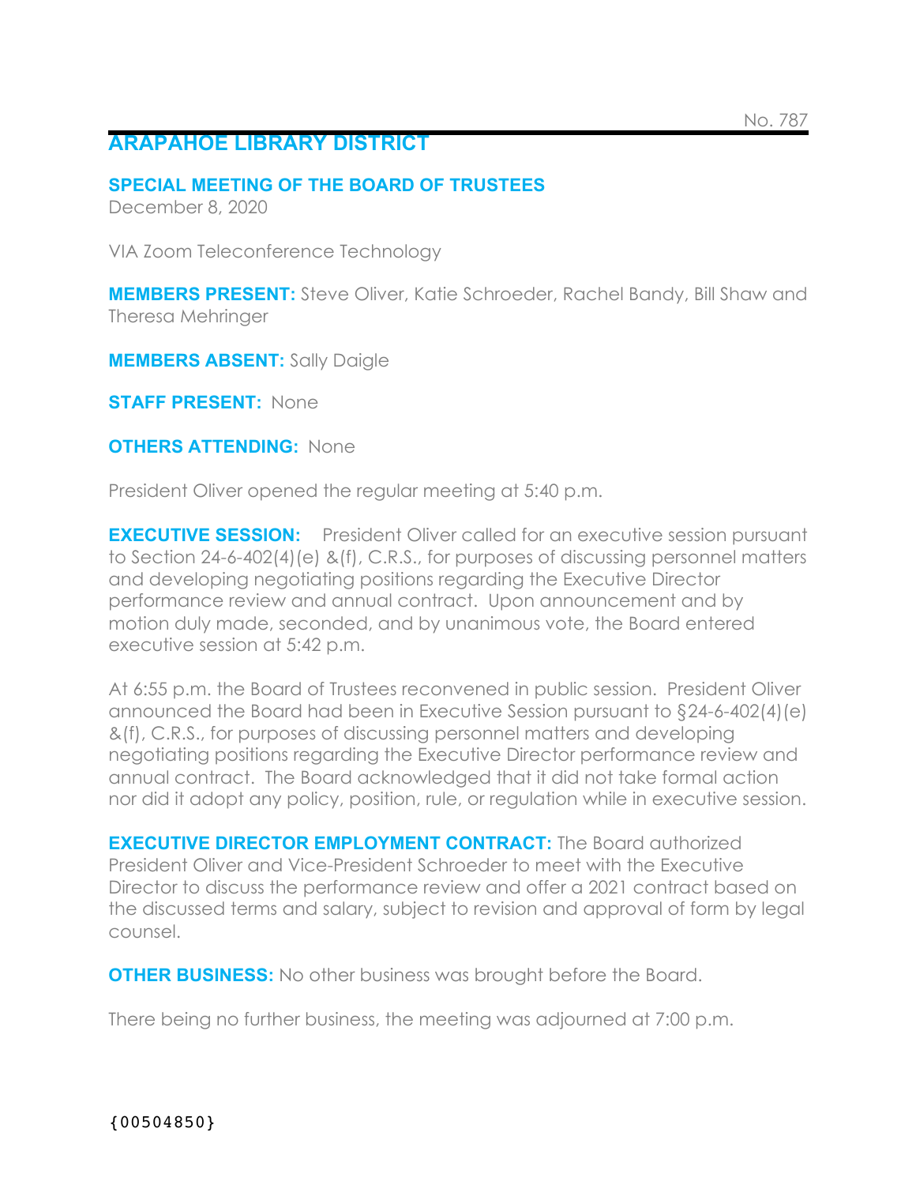No. 787

# ARAPAHOE LIBRARY DISTRICT

## SPECIAL MEETING OF THE BOARD OF TRUSTEES

December 8, 2020

VIA Zoom Teleconference Technology

**MEMBERS PRESENT:** Steve Oliver, Katie Schroeder, Rachel Bandy, Bill Shaw and Theresa Mehringer

**MEMBERS ABSENT:** Sally Daigle

**STAFF PRESENT:** None

**OTHERS ATTENDING:** None

President Oliver opened the regular meeting at 5:40 p.m.

**EXECUTIVE SESSION:** President Oliver called for an executive session pursuant to Section 24-6-402(4)(e) &(f), C.R.S., for purposes of discussing personnel matters and developing negotiating positions regarding the Executive Director performance review and annual contract. Upon announcement and by motion duly made, seconded, and by unanimous vote, the Board entered executive session at 5:42 p.m.

At 6:55 p.m. the Board of Trustees reconvened in public session. President Oliver announced the Board had been in Executive Session pursuant to §24-6-402(4)(e) &(f), C.R.S., for purposes of discussing personnel matters and developing negotiating positions regarding the Executive Director performance review and annual contract. The Board acknowledged that it did not take formal action nor did it adopt any policy, position, rule, or regulation while in executive session.

**EXECUTIVE DIRECTOR EMPLOYMENT CONTRACT:** The Board authorized President Oliver and Vice-President Schroeder to meet with the Executive Director to discuss the performance review and offer a 2021 contract based on the discussed terms and salary, subject to revision and approval of form by legal counsel.

**OTHER BUSINESS:** No other business was brought before the Board.

There being no further business, the meeting was adjourned at 7:00 p.m.

{00504850}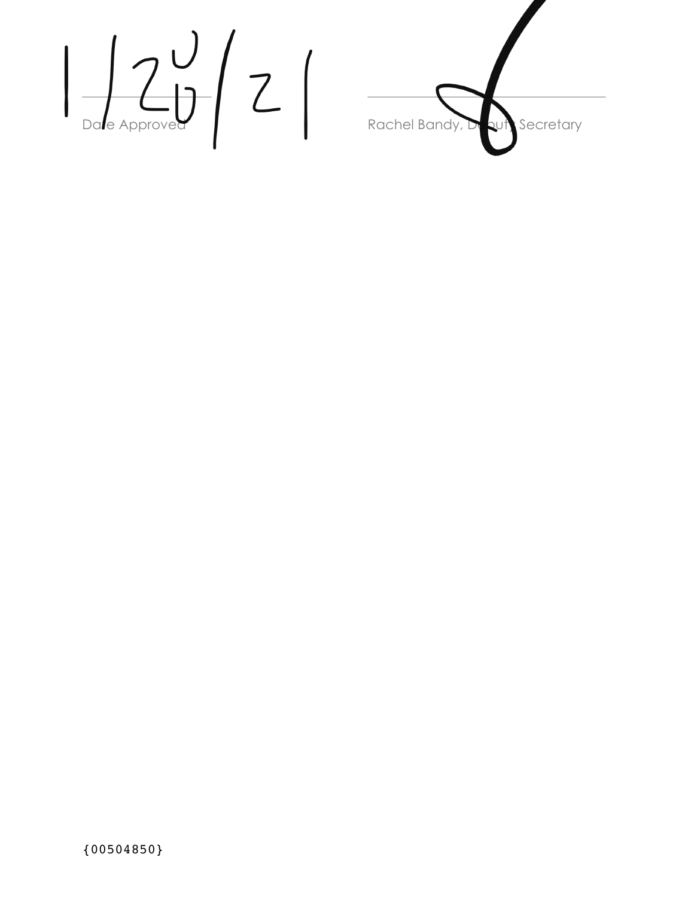1/20/21

Date Approved

Rachel Bandy, Deputy Secretary

{00504850}